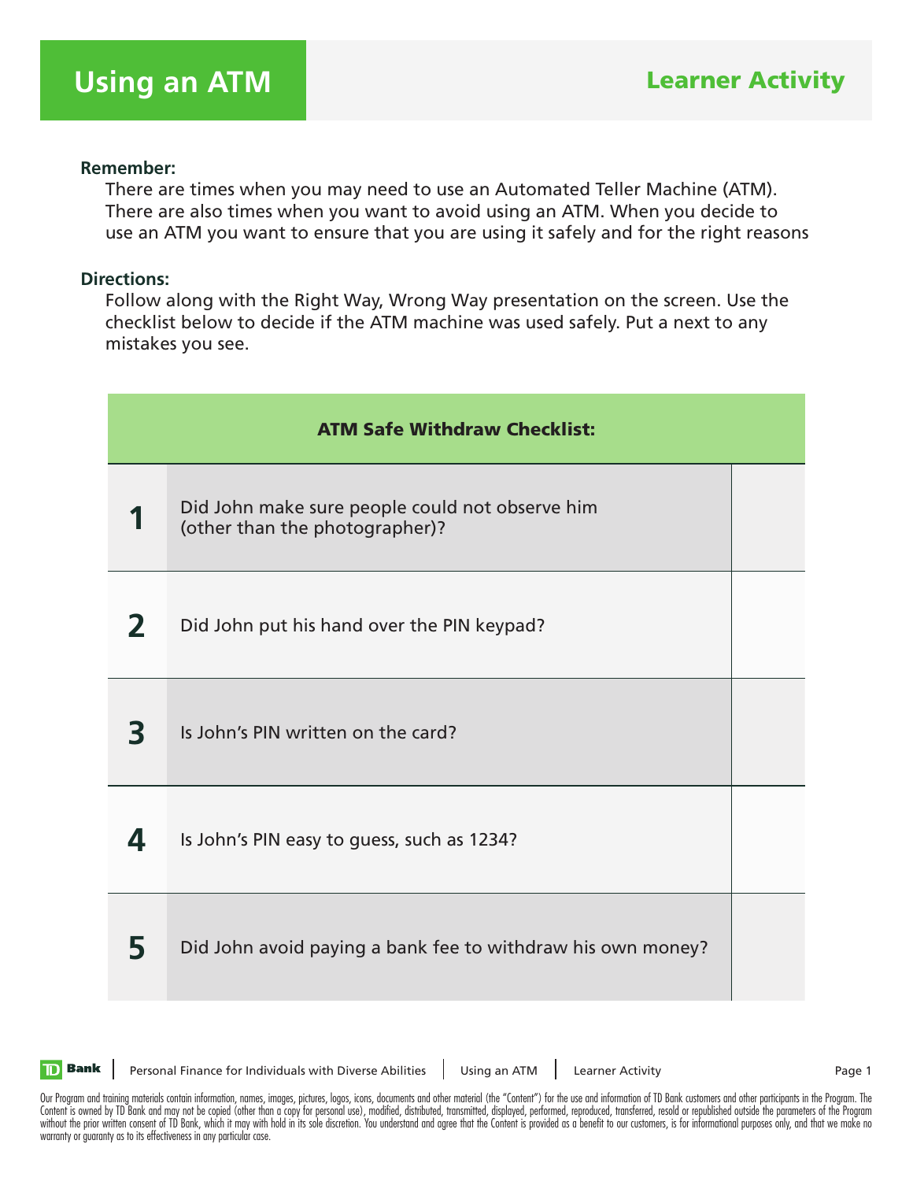# Using an ATM

## Learner Activity

**Remember:**

There are times when you may need to use an Automated Teller Machine (ATM). There are also times when you want to avoid using an ATM. When you decide to use an ATM you want to ensure that you are using it safely and for the right reasons

**Directions:**

Follow along with the Right Way, Wrong Way presentation on the screen. Use the checklist below to decide if the ATM machine was used safely. Put a next to any mistakes you see.

| ATM Safe Withdraw Checklist: | | |
|---|---|---|
| 1 | Did John make sure people could not observe him (other than the photographer)? | |
| 2 | Did John put his hand over the PIN keypad? | |
| 3 | Is John's PIN written on the card? | |
| 4 | Is John's PIN easy to guess, such as 1234? | |
| 5 | Did John avoid paying a bank fee to withdraw his own money? | |

Our Program and training materials contain information, names, images, pictures, logos, icons, documents and other material (the "Content") for the use and information of TD Bank customers and other participants in the Program. The Content is owned by TD Bank and may not be copied (other than a copy for personal use), modified, distributed, transmitted, displayed, performed, reproduced, transferred, resold or republished outside the parameters of the Program without the prior written consent of TD Bank, which it may with hold in its sole discretion. You understand and agree that the Content is provided as a benefit to our customers, is for informational purposes only, and that we make no warranty or guaranty as to its effectiveness in any particular case.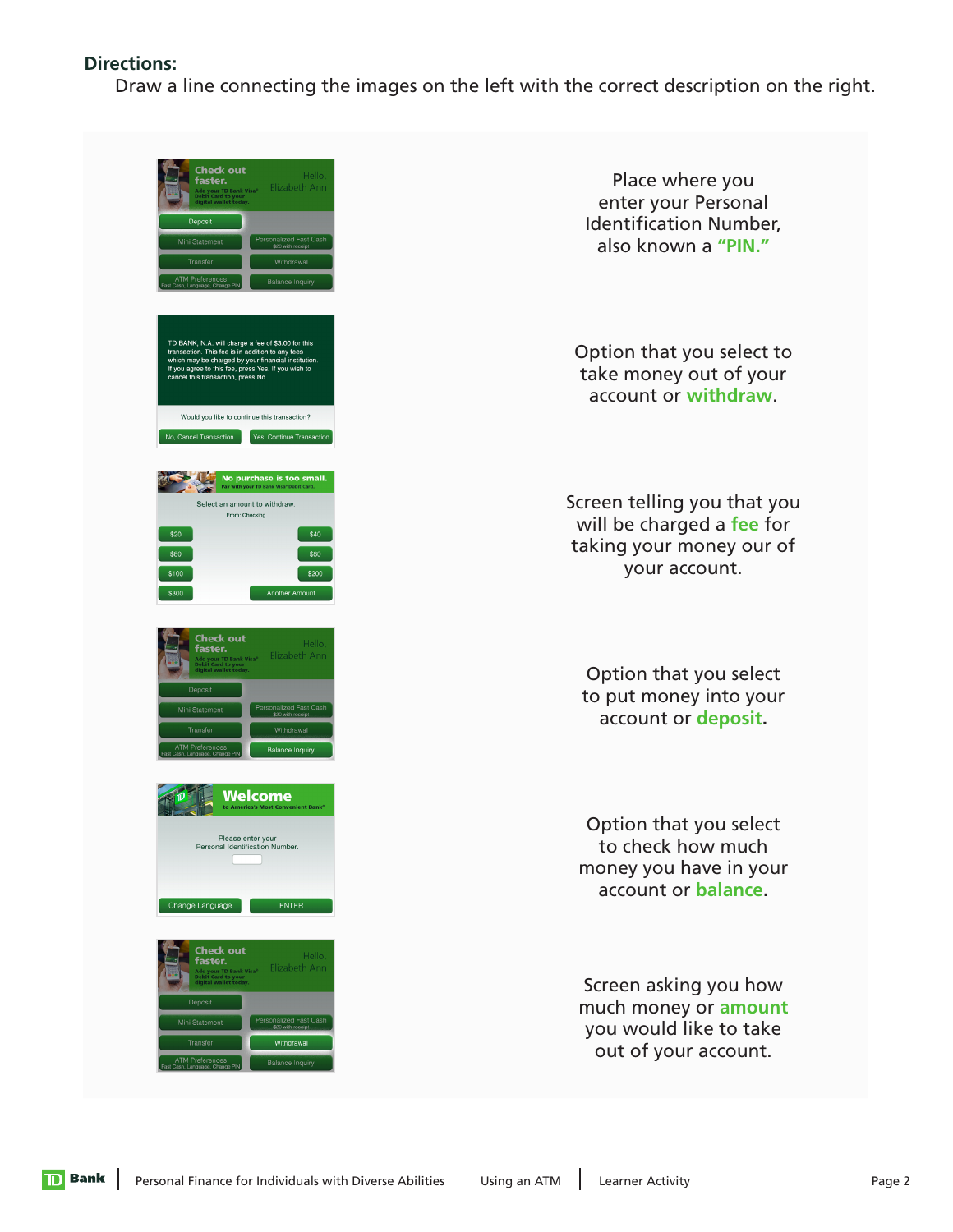**Directions:**

Draw a line connecting the images on the left with the correct description on the right.

Check out faster. Add your TD Bank Visa® Debit Card to your digital wallet today. Hello, Elizabeth Ann

Deposit

Mini Statement | Personalized Fast Cash $20 with receipt

Transfer | Withdrawal

ATM Preferences Fast Cash, Language, Change PIN | Balance Inquiry

Place where you enter your Personal Identification Number, also known a **"PIN."**

TD BANK, N.A. will charge a fee of $3.00 for this transaction. This fee is in addition to any fees which may be charged by your financial institution. If you agree to this fee, press Yes. If you wish to cancel this transaction, press No.

Would you like to continue this transaction?

No, Cancel Transaction | Yes, Continue Transaction

Option that you select to take money out of your account or **withdraw**.

No purchase is too small. Pay with your TD Bank Visa® Debit Card.

Select an amount to withdraw. From: Checking

$20 | $40

$60 | $80

$100 | $200

$300 | Another Amount

Screen telling you that you will be charged a **fee** for taking your money our of your account.

Check out faster. Add your TD Bank Visa® Debit Card to your digital wallet today. Hello, Elizabeth Ann

Deposit

Mini Statement | Personalized Fast Cash $20 with receipt

Transfer | Withdrawal

ATM Preferences Fast Cash, Language, Change PIN | Balance Inquiry

Option that you select to put money into your account or **deposit**.

Welcome to America's Most Convenient Bank®

Please enter your Personal Identification Number.

Change Language | ENTER

Option that you select to check how much money you have in your account or **balance**.

Check out faster. Add your TD Bank Visa® Debit Card to your digital wallet today. Hello, Elizabeth Ann

Deposit

Mini Statement | Personalized Fast Cash $20 with receipt

Transfer | Withdrawal

ATM Preferences Fast Cash, Language, Change PIN | Balance Inquiry

Screen asking you how much money or **amount** you would like to take out of your account.